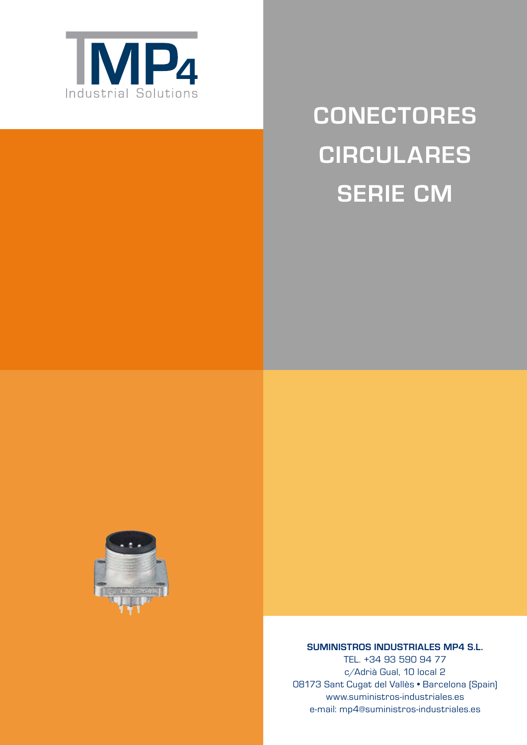MP4
Industrial Solutions

# CONECTORES CIRCULARES SERIE CM

**SUMINISTROS INDUSTRIALES MP4 S.L.**
TEL. +34 93 590 94 77
c/Adrià Gual, 10 local 2
08173 Sant Cugat del Vallès • Barcelona (Spain)
www.suministros-industriales.es
e-mail: mp4@suministros-industriales.es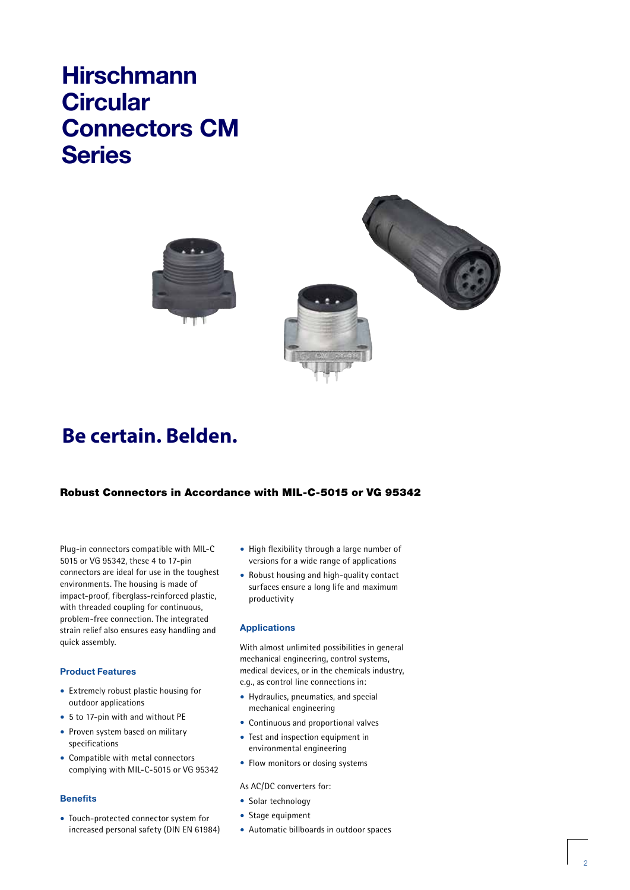# Hirschmann Circular Connectors CM Series

## Be certain. Belden.

### Robust Connectors in Accordance with MIL-C-5015 or VG 95342

Plug-in connectors compatible with MIL-C 5015 or VG 95342, these 4 to 17-pin connectors are ideal for use in the toughest environments. The housing is made of impact-proof, fiberglass-reinforced plastic, with threaded coupling for continuous, problem-free connection. The integrated strain relief also ensures easy handling and quick assembly.

#### Product Features

- Extremely robust plastic housing for outdoor applications
- 5 to 17-pin with and without PE
- Proven system based on military specifications
- Compatible with metal connectors complying with MIL-C-5015 or VG 95342

#### Benefits

- Touch-protected connector system for increased personal safety (DIN EN 61984)
- High flexibility through a large number of versions for a wide range of applications
- Robust housing and high-quality contact surfaces ensure a long life and maximum productivity

#### Applications

With almost unlimited possibilities in general mechanical engineering, control systems, medical devices, or in the chemicals industry, e.g., as control line connections in:

- Hydraulics, pneumatics, and special mechanical engineering
- Continuous and proportional valves
- Test and inspection equipment in environmental engineering
- Flow monitors or dosing systems

As AC/DC converters for:

- Solar technology
- Stage equipment
- Automatic billboards in outdoor spaces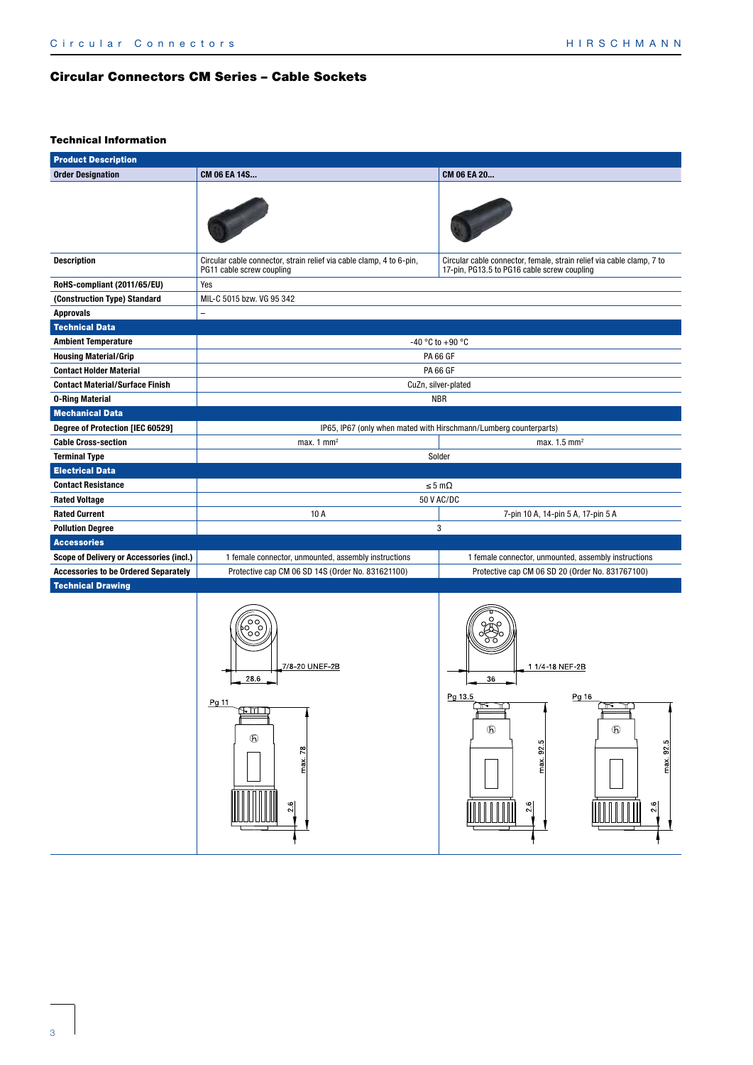## Circular Connectors CM Series – Cable Sockets

### Technical Information

| Product Description | | |
|---|---|---|
| **Order Designation** | **CM 06 EA 14S...** | **CM 06 EA 20...** |
| **Description** | Circular cable connector, strain relief via cable clamp, 4 to 6-pin, PG11 cable screw coupling | Circular cable connector, female, strain relief via cable clamp, 7 to 17-pin, PG13.5 to PG16 cable screw coupling |
| **RoHS-compliant (2011/65/EU)** | Yes | |
| **(Construction Type) Standard** | MIL-C 5015 bzw. VG 95 342 | |
| **Approvals** | – | |
| **Technical Data** | | |
| **Ambient Temperature** | -40 °C to +90 °C | |
| **Housing Material/Grip** | PA 66 GF | |
| **Contact Holder Material** | PA 66 GF | |
| **Contact Material/Surface Finish** | CuZn, silver-plated | |
| **O-Ring Material** | NBR | |
| **Mechanical Data** | | |
| **Degree of Protection [IEC 60529]** | IP65, IP67 (only when mated with Hirschmann/Lumberg counterparts) | |
| **Cable Cross-section** | max. 1 mm² | max. 1.5 mm² |
| **Terminal Type** | Solder | |
| **Electrical Data** | | |
| **Contact Resistance** | ≤ 5 mΩ | |
| **Rated Voltage** | 50 V AC/DC | |
| **Rated Current** | 10 A | 7-pin 10 A, 14-pin 5 A, 17-pin 5 A |
| **Pollution Degree** | 3 | |
| **Accessories** | | |
| **Scope of Delivery or Accessories (incl.)** | 1 female connector, unmounted, assembly instructions | 1 female connector, unmounted, assembly instructions |
| **Accessories to be Ordered Separately** | Protective cap CM 06 SD 14S (Order No. 831621100) | Protective cap CM 06 SD 20 (Order No. 831767100) |
| **Technical Drawing** | | |

Technical drawing labels (CM 06 EA 14S...): 7/8-20 UNEF-2B, 28.6, Pg 11, max. 78, 2.6

Technical drawing labels (CM 06 EA 20...): 1 1/4-18 NEF-2B, 36, Pg 13.5, max. 92.5, 2.6, Pg 16, max. 92.5, 2.6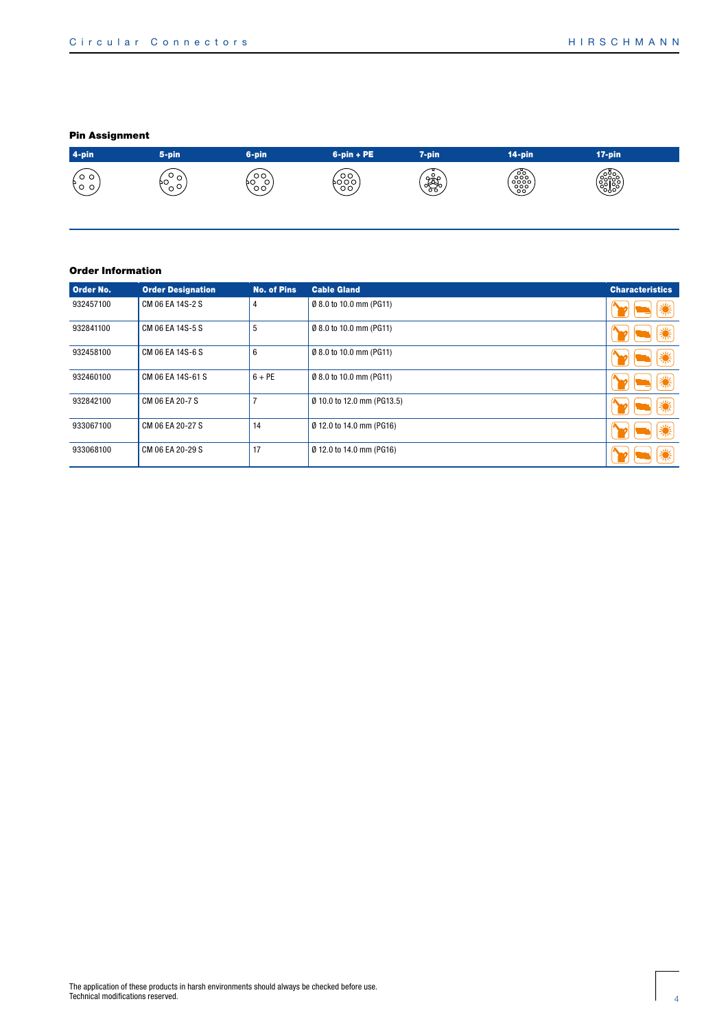## Pin Assignment

| 4-pin | 5-pin | 6-pin | 6-pin + PE | 7-pin | 14-pin | 17-pin |
|---|---|---|---|---|---|---|

## Order Information

| Order No. | Order Designation | No. of Pins | Cable Gland | Characteristics |
|---|---|---|---|---|
| 932457100 | CM 06 EA 14S-2 S | 4 | Ø 8.0 to 10.0 mm (PG11) | |
| 932841100 | CM 06 EA 14S-5 S | 5 | Ø 8.0 to 10.0 mm (PG11) | |
| 932458100 | CM 06 EA 14S-6 S | 6 | Ø 8.0 to 10.0 mm (PG11) | |
| 932460100 | CM 06 EA 14S-61 S | 6 + PE | Ø 8.0 to 10.0 mm (PG11) | |
| 932842100 | CM 06 EA 20-7 S | 7 | Ø 10.0 to 12.0 mm (PG13.5) | |
| 933067100 | CM 06 EA 20-27 S | 14 | Ø 12.0 to 14.0 mm (PG16) | |
| 933068100 | CM 06 EA 20-29 S | 17 | Ø 12.0 to 14.0 mm (PG16) | |

The application of these products in harsh environments should always be checked before use.
Technical modifications reserved.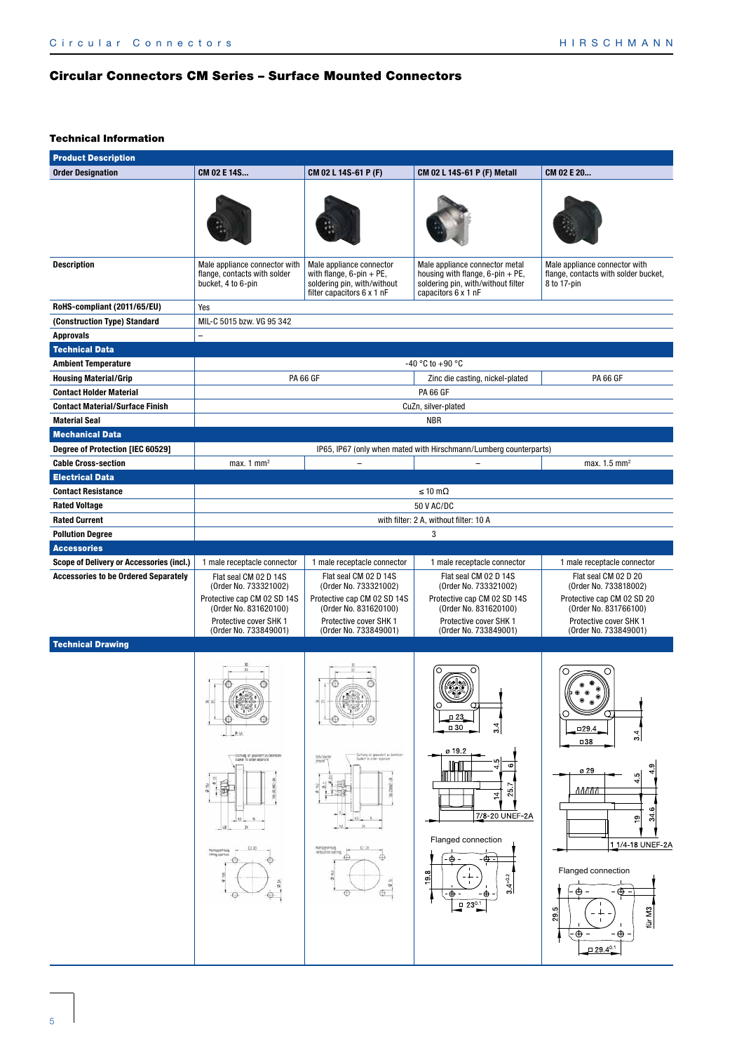# Circular Connectors CM Series – Surface Mounted Connectors

### Technical Information

| Product Description | | | | |
|---|---|---|---|---|
| **Order Designation** | **CM 02 E 14S...** | **CM 02 L 14S-61 P (F)** | **CM 02 L 14S-61 P (F) Metall** | **CM 02 E 20...** |
| **Description** | Male appliance connector with flange, contacts with solder bucket, 4 to 6-pin | Male appliance connector with flange, 6-pin + PE, soldering pin, with/without filter capacitors 6 x 1 nF | Male appliance connector metal housing with flange, 6-pin + PE, soldering pin, with/without filter capacitors 6 x 1 nF | Male appliance connector with flange, contacts with solder bucket, 8 to 17-pin |
| **RoHS-compliant (2011/65/EU)** | Yes | | | |
| **(Construction Type) Standard** | MIL-C 5015 bzw. VG 95 342 | | | |
| **Approvals** | – | | | |
| **Technical Data** | | | | |
| **Ambient Temperature** | -40 °C to +90 °C | | | |
| **Housing Material/Grip** | PA 66 GF | PA 66 GF | Zinc die casting, nickel-plated | PA 66 GF |
| **Contact Holder Material** | PA 66 GF | | | |
| **Contact Material/Surface Finish** | CuZn, silver-plated | | | |
| **Material Seal** | NBR | | | |
| **Mechanical Data** | | | | |
| **Degree of Protection [IEC 60529]** | IP65, IP67 (only when mated with Hirschmann/Lumberg counterparts) | | | |
| **Cable Cross-section** | max. 1 mm² | – | – | max. 1.5 mm² |
| **Electrical Data** | | | | |
| **Contact Resistance** | ≤ 10 mΩ | | | |
| **Rated Voltage** | 50 V AC/DC | | | |
| **Rated Current** | with filter: 2 A, without filter: 10 A | | | |
| **Pollution Degree** | 3 | | | |
| **Accessories** | | | | |
| **Scope of Delivery or Accessories (incl.)** | 1 male receptacle connector | 1 male receptacle connector | 1 male receptacle connector | 1 male receptacle connector |
| **Accessories to be Ordered Separately** | Flat seal CM 02 D 14S (Order No. 733321002)<br>Protective cap CM 02 SD 14S (Order No. 831620100)<br>Protective cover SHK 1 (Order No. 733849001) | Flat seal CM 02 D 14S (Order No. 733321002)<br>Protective cap CM 02 SD 14S (Order No. 831620100)<br>Protective cover SHK 1 (Order No. 733849001) | Flat seal CM 02 D 14S (Order No. 733321002)<br>Protective cap CM 02 SD 14S (Order No. 831620100)<br>Protective cover SHK 1 (Order No. 733849001) | Flat seal CM 02 D 20 (Order No. 733818002)<br>Protective cap CM 02 SD 20 (Order No. 831766100)<br>Protective cover SHK 1 (Order No. 733849001) |

**Technical Drawing**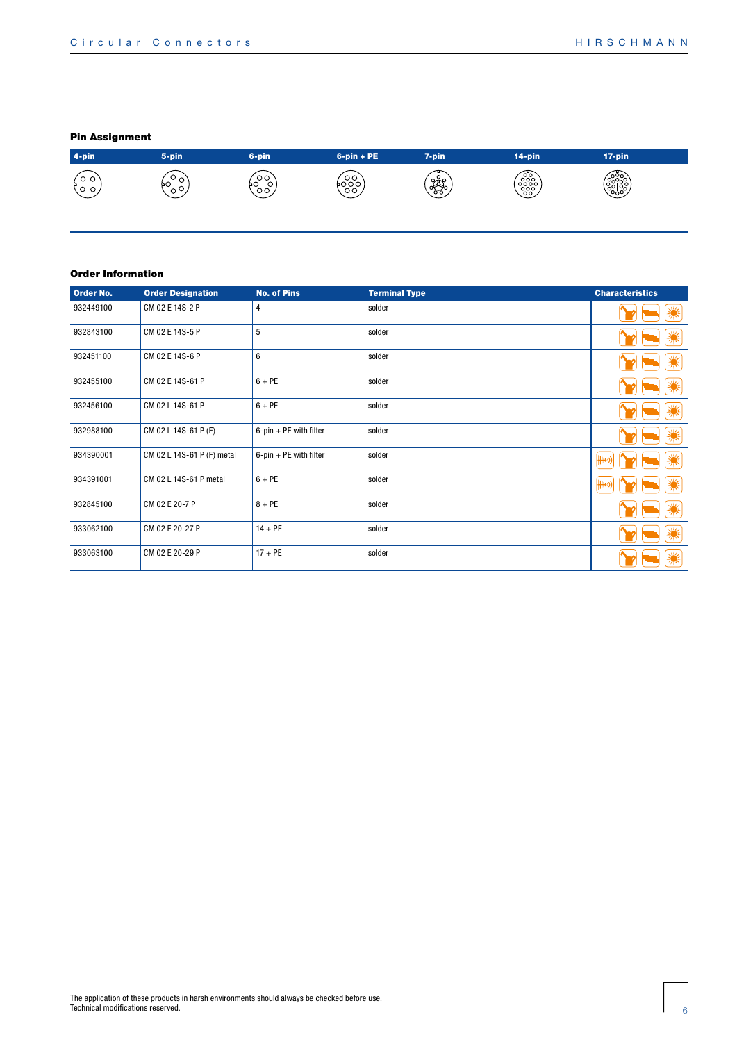## Pin Assignment

| 4-pin | 5-pin | 6-pin | 6-pin + PE | 7-pin | 14-pin | 17-pin |
| --- | --- | --- | --- | --- | --- | --- |
| | | | | | | |

## Order Information

| Order No. | Order Designation | No. of Pins | Terminal Type | Characteristics |
| --- | --- | --- | --- | --- |
| 932449100 | CM 02 E 14S-2 P | 4 | solder | |
| 932843100 | CM 02 E 14S-5 P | 5 | solder | |
| 932451100 | CM 02 E 14S-6 P | 6 | solder | |
| 932455100 | CM 02 E 14S-61 P | 6 + PE | solder | |
| 932456100 | CM 02 L 14S-61 P | 6 + PE | solder | |
| 932988100 | CM 02 L 14S-61 P (F) | 6-pin + PE with filter | solder | |
| 934390001 | CM 02 L 14S-61 P (F) metal | 6-pin + PE with filter | solder | |
| 934391001 | CM 02 L 14S-61 P metal | 6 + PE | solder | |
| 932845100 | CM 02 E 20-7 P | 8 + PE | solder | |
| 933062100 | CM 02 E 20-27 P | 14 + PE | solder | |
| 933063100 | CM 02 E 20-29 P | 17 + PE | solder | |

The application of these products in harsh environments should always be checked before use.
Technical modifications reserved.